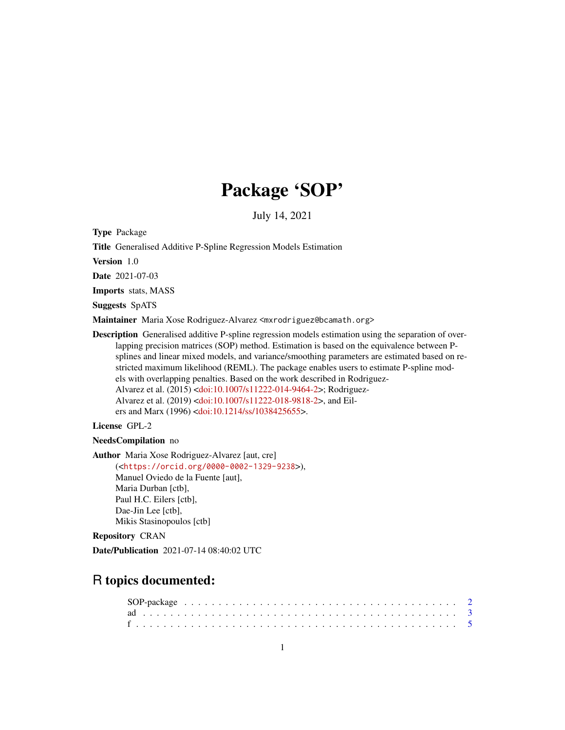# Package 'SOP'

July 14, 2021

**Type** Package

**Title** Generalised Additive P-Spline Regression Models Estimation

**Version** 1.0

**Date** 2021-07-03

**Imports** stats, MASS

**Suggests** SpATS

**Maintainer** Maria Xose Rodriguez-Alvarez <mxrodriguez@bcamath.org>

**Description** Generalised additive P-spline regression models estimation using the separation of overlapping precision matrices (SOP) method. Estimation is based on the equivalence between P-splines and linear mixed models, and variance/smoothing parameters are estimated based on restricted maximum likelihood (REML). The package enables users to estimate P-spline models with overlapping penalties. Based on the work described in Rodriguez-Alvarez et al. (2015) <doi:10.1007/s11222-014-9464-2>; Rodriguez-Alvarez et al. (2019) <doi:10.1007/s11222-018-9818-2>, and Eilers and Marx (1996) <doi:10.1214/ss/1038425655>.

**License** GPL-2

**NeedsCompilation** no

**Author** Maria Xose Rodriguez-Alvarez [aut, cre]
(<https://orcid.org/0000-0002-1329-9238>),
Manuel Oviedo de la Fuente [aut],
Maria Durban [ctb],
Paul H.C. Eilers [ctb],
Dae-Jin Lee [ctb],
Mikis Stasinopoulos [ctb]

**Repository** CRAN

**Date/Publication** 2021-07-14 08:40:02 UTC

## R topics documented:

SOP-package . . . . . . . . . . . . . . . . . . . . . . . . . . . . . . . . . . . . . . . . 2
ad . . . . . . . . . . . . . . . . . . . . . . . . . . . . . . . . . . . . . . . . . . . . . 3
f . . . . . . . . . . . . . . . . . . . . . . . . . . . . . . . . . . . . . . . . . . . . . . 5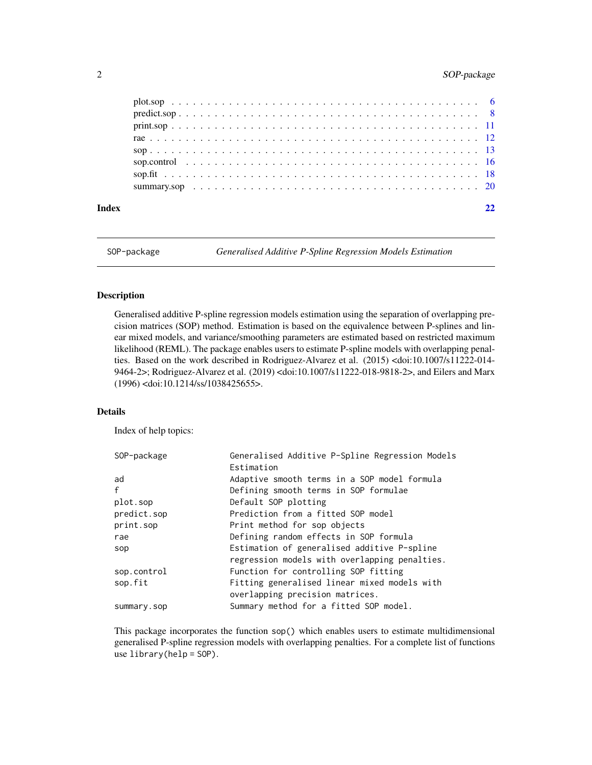plot.sop . . . . . . . . . . . . . . . . . . . . . . . . . . . . . . . . . . . . . . . 6
predict.sop . . . . . . . . . . . . . . . . . . . . . . . . . . . . . . . . . . . . . . 8
print.sop . . . . . . . . . . . . . . . . . . . . . . . . . . . . . . . . . . . . . . . 11
rae . . . . . . . . . . . . . . . . . . . . . . . . . . . . . . . . . . . . . . . . . . 12
sop . . . . . . . . . . . . . . . . . . . . . . . . . . . . . . . . . . . . . . . . . . 13
sop.control . . . . . . . . . . . . . . . . . . . . . . . . . . . . . . . . . . . . . 16
sop.fit . . . . . . . . . . . . . . . . . . . . . . . . . . . . . . . . . . . . . . . . 18
summary.sop . . . . . . . . . . . . . . . . . . . . . . . . . . . . . . . . . . . . . 20

**Index** **22**

---

SOP-package *Generalised Additive P-Spline Regression Models Estimation*

---

## Description

Generalised additive P-spline regression models estimation using the separation of overlapping precision matrices (SOP) method. Estimation is based on the equivalence between P-splines and linear mixed models, and variance/smoothing parameters are estimated based on restricted maximum likelihood (REML). The package enables users to estimate P-spline models with overlapping penalties. Based on the work described in Rodriguez-Alvarez et al. (2015) <doi:10.1007/s11222-014-9464-2>; Rodriguez-Alvarez et al. (2019) <doi:10.1007/s11222-018-9818-2>, and Eilers and Marx (1996) <doi:10.1214/ss/1038425655>.

## Details

Index of help topics:

```
SOP-package             Generalised Additive P-Spline Regression Models
                        Estimation
ad                      Adaptive smooth terms in a SOP model formula
f                       Defining smooth terms in SOP formulae
plot.sop                Default SOP plotting
predict.sop             Prediction from a fitted SOP model
print.sop               Print method for sop objects
rae                     Defining random effects in SOP formula
sop                     Estimation of generalised additive P-spline
                        regression models with overlapping penalties.
sop.control             Function for controlling SOP fitting
sop.fit                 Fitting generalised linear mixed models with
                        overlapping precision matrices.
summary.sop             Summary method for a fitted SOP model.
```

This package incorporates the function `sop()` which enables users to estimate multidimensional generalised P-spline regression models with overlapping penalties. For a complete list of functions use `library(help = SOP)`.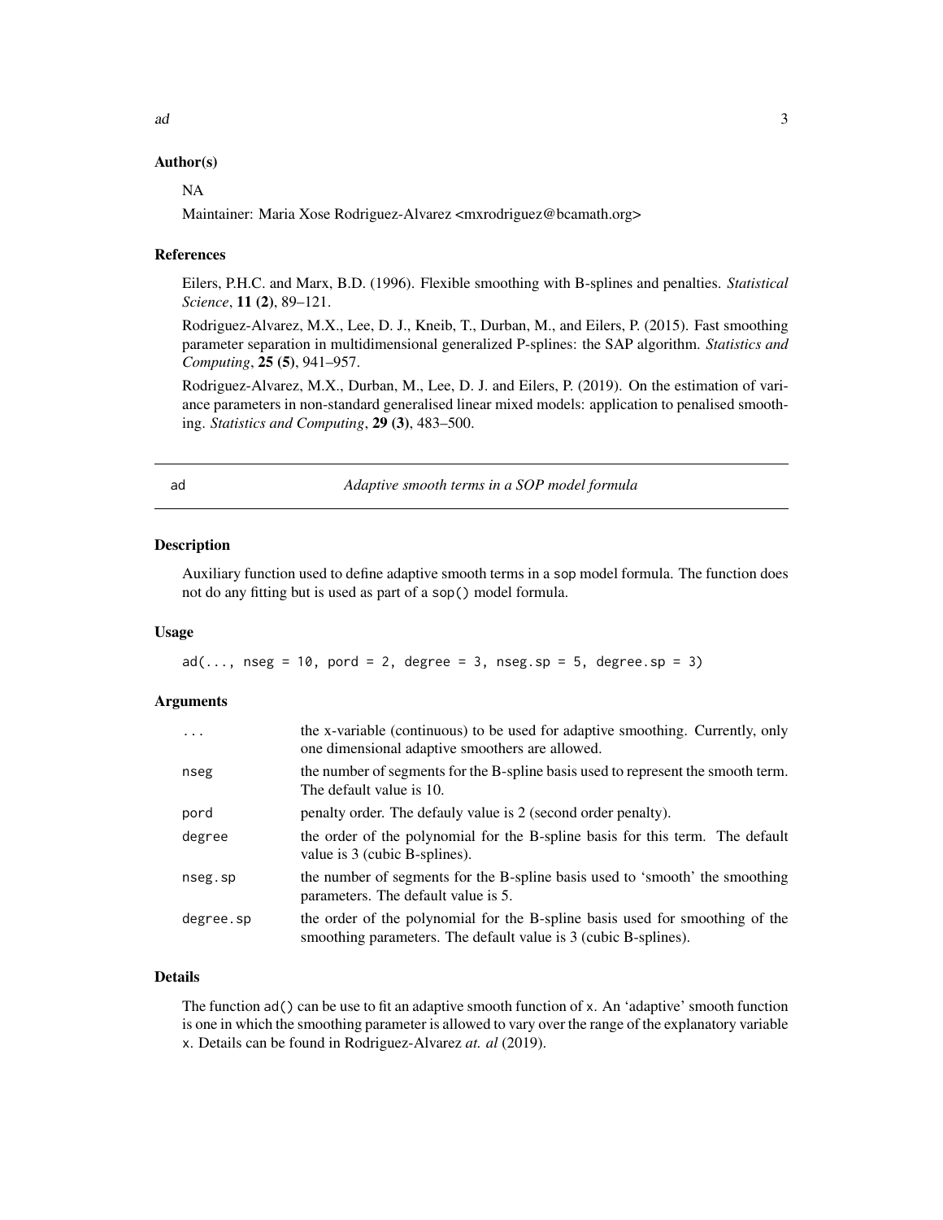## Author(s)

NA

Maintainer: Maria Xose Rodriguez-Alvarez <mxrodriguez@bcamath.org>

## References

Eilers, P.H.C. and Marx, B.D. (1996). Flexible smoothing with B-splines and penalties. *Statistical Science*, **11 (2)**, 89–121.

Rodriguez-Alvarez, M.X., Lee, D. J., Kneib, T., Durban, M., and Eilers, P. (2015). Fast smoothing parameter separation in multidimensional generalized P-splines: the SAP algorithm. *Statistics and Computing*, **25 (5)**, 941–957.

Rodriguez-Alvarez, M.X., Durban, M., Lee, D. J. and Eilers, P. (2019). On the estimation of variance parameters in non-standard generalised linear mixed models: application to penalised smoothing. *Statistics and Computing*, **29 (3)**, 483–500.

---

# ad — *Adaptive smooth terms in a SOP model formula*

---

## Description

Auxiliary function used to define adaptive smooth terms in a sop model formula. The function does not do any fitting but is used as part of a sop() model formula.

## Usage

```
ad(..., nseg = 10, pord = 2, degree = 3, nseg.sp = 5, degree.sp = 3)
```

## Arguments

| | |
|---|---|
| ... | the x-variable (continuous) to be used for adaptive smoothing. Currently, only one dimensional adaptive smoothers are allowed. |
| nseg | the number of segments for the B-spline basis used to represent the smooth term. The default value is 10. |
| pord | penalty order. The defauly value is 2 (second order penalty). |
| degree | the order of the polynomial for the B-spline basis for this term. The default value is 3 (cubic B-splines). |
| nseg.sp | the number of segments for the B-spline basis used to 'smooth' the smoothing parameters. The default value is 5. |
| degree.sp | the order of the polynomial for the B-spline basis used for smoothing of the smoothing parameters. The default value is 3 (cubic B-splines). |

## Details

The function ad() can be use to fit an adaptive smooth function of x. An 'adaptive' smooth function is one in which the smoothing parameter is allowed to vary over the range of the explanatory variable x. Details can be found in Rodriguez-Alvarez *at. al* (2019).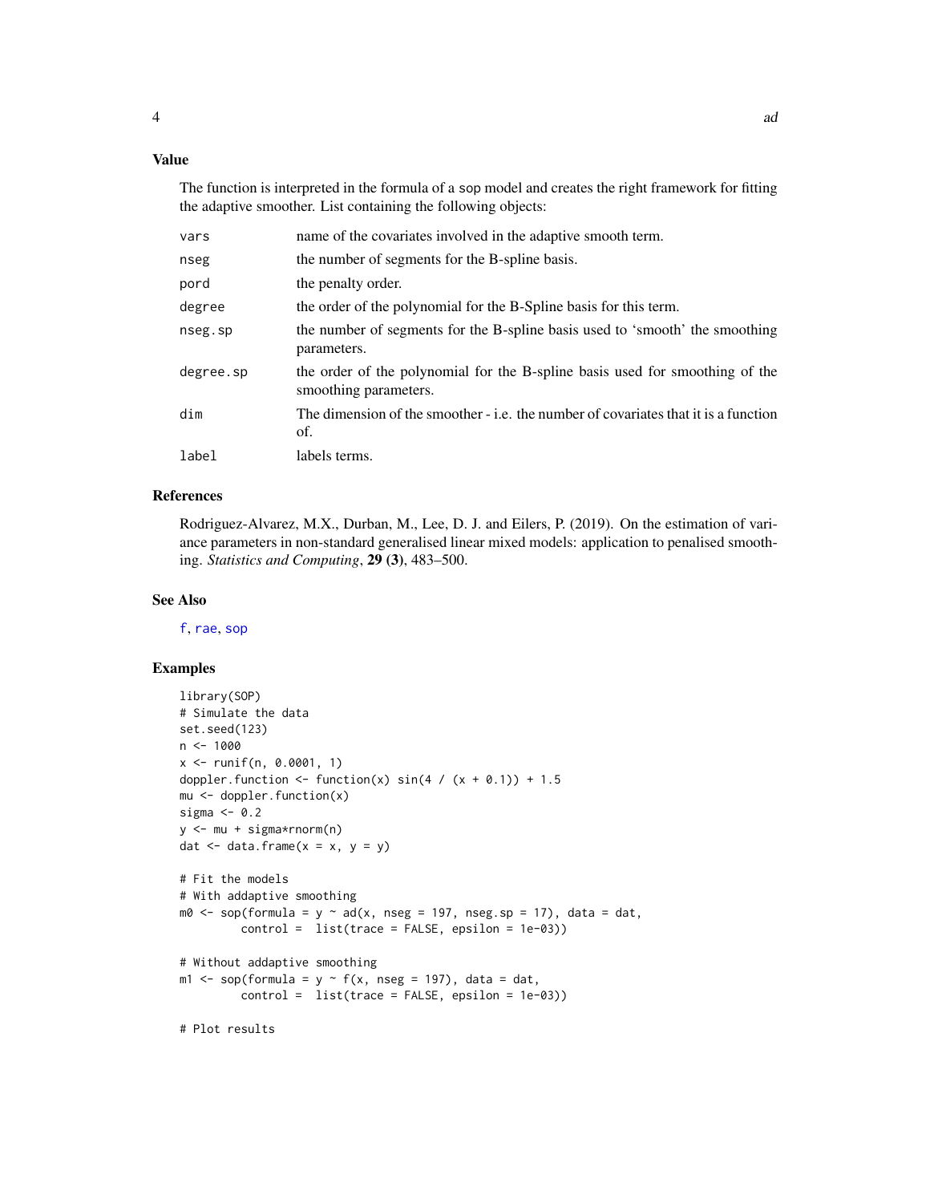### Value

The function is interpreted in the formula of a sop model and creates the right framework for fitting the adaptive smoother. List containing the following objects:

| | |
|---|---|
| vars | name of the covariates involved in the adaptive smooth term. |
| nseg | the number of segments for the B-spline basis. |
| pord | the penalty order. |
| degree | the order of the polynomial for the B-Spline basis for this term. |
| nseg.sp | the number of segments for the B-spline basis used to 'smooth' the smoothing parameters. |
| degree.sp | the order of the polynomial for the B-spline basis used for smoothing of the smoothing parameters. |
| dim | The dimension of the smoother - i.e. the number of covariates that it is a function of. |
| label | labels terms. |

### References

Rodriguez-Alvarez, M.X., Durban, M., Lee, D. J. and Eilers, P. (2019). On the estimation of variance parameters in non-standard generalised linear mixed models: application to penalised smoothing. *Statistics and Computing*, **29 (3)**, 483–500.

### See Also

f, rae, sop

### Examples

```
library(SOP)
# Simulate the data
set.seed(123)
n <- 1000
x <- runif(n, 0.0001, 1)
doppler.function <- function(x) sin(4 / (x + 0.1)) + 1.5
mu <- doppler.function(x)
sigma <- 0.2
y <- mu + sigma*rnorm(n)
dat <- data.frame(x = x, y = y)

# Fit the models
# With addaptive smoothing
m0 <- sop(formula = y ~ ad(x, nseg = 197, nseg.sp = 17), data = dat,
         control =  list(trace = FALSE, epsilon = 1e-03))

# Without addaptive smoothing
m1 <- sop(formula = y ~ f(x, nseg = 197), data = dat,
         control =  list(trace = FALSE, epsilon = 1e-03))

# Plot results
```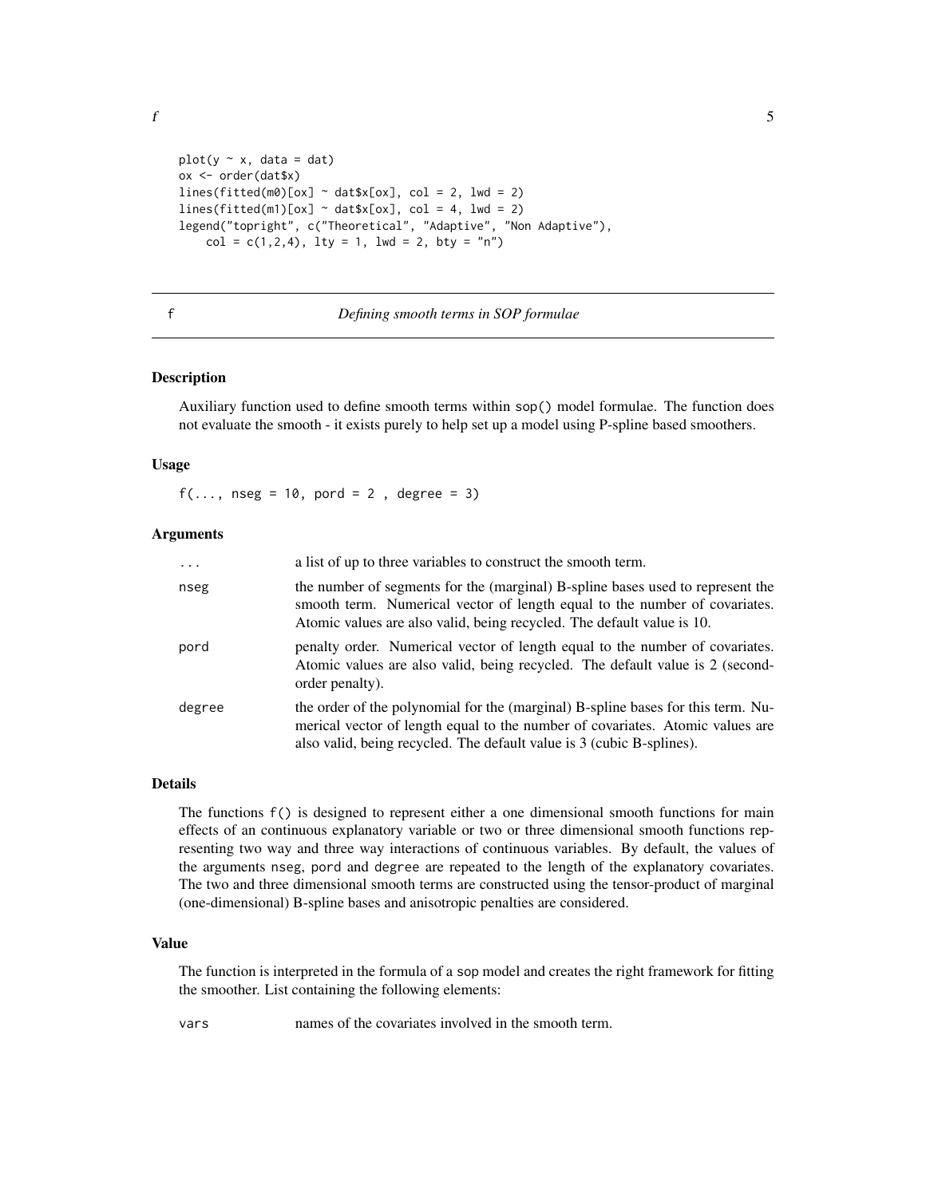```
plot(y ~ x, data = dat)
ox <- order(dat$x)
lines(fitted(m0)[ox] ~ dat$x[ox], col = 2, lwd = 2)
lines(fitted(m1)[ox] ~ dat$x[ox], col = 4, lwd = 2)
legend("topright", c("Theoretical", "Adaptive", "Non Adaptive"),
    col = c(1,2,4), lty = 1, lwd = 2, bty = "n")
```

---

## f — *Defining smooth terms in SOP formulae*

### Description

Auxiliary function used to define smooth terms within `sop()` model formulae. The function does not evaluate the smooth - it exists purely to help set up a model using P-spline based smoothers.

### Usage

```
f(..., nseg = 10, pord = 2 , degree = 3)
```

### Arguments

| | |
|---|---|
| `...` | a list of up to three variables to construct the smooth term. |
| `nseg` | the number of segments for the (marginal) B-spline bases used to represent the smooth term. Numerical vector of length equal to the number of covariates. Atomic values are also valid, being recycled. The default value is 10. |
| `pord` | penalty order. Numerical vector of length equal to the number of covariates. Atomic values are also valid, being recycled. The default value is 2 (second-order penalty). |
| `degree` | the order of the polynomial for the (marginal) B-spline bases for this term. Numerical vector of length equal to the number of covariates. Atomic values are also valid, being recycled. The default value is 3 (cubic B-splines). |

### Details

The functions `f()` is designed to represent either a one dimensional smooth functions for main effects of an continuous explanatory variable or two or three dimensional smooth functions representing two way and three way interactions of continuous variables. By default, the values of the arguments `nseg`, `pord` and `degree` are repeated to the length of the explanatory covariates. The two and three dimensional smooth terms are constructed using the tensor-product of marginal (one-dimensional) B-spline bases and anisotropic penalties are considered.

### Value

The function is interpreted in the formula of a `sop` model and creates the right framework for fitting the smoother. List containing the following elements:

| | |
|---|---|
| `vars` | names of the covariates involved in the smooth term. |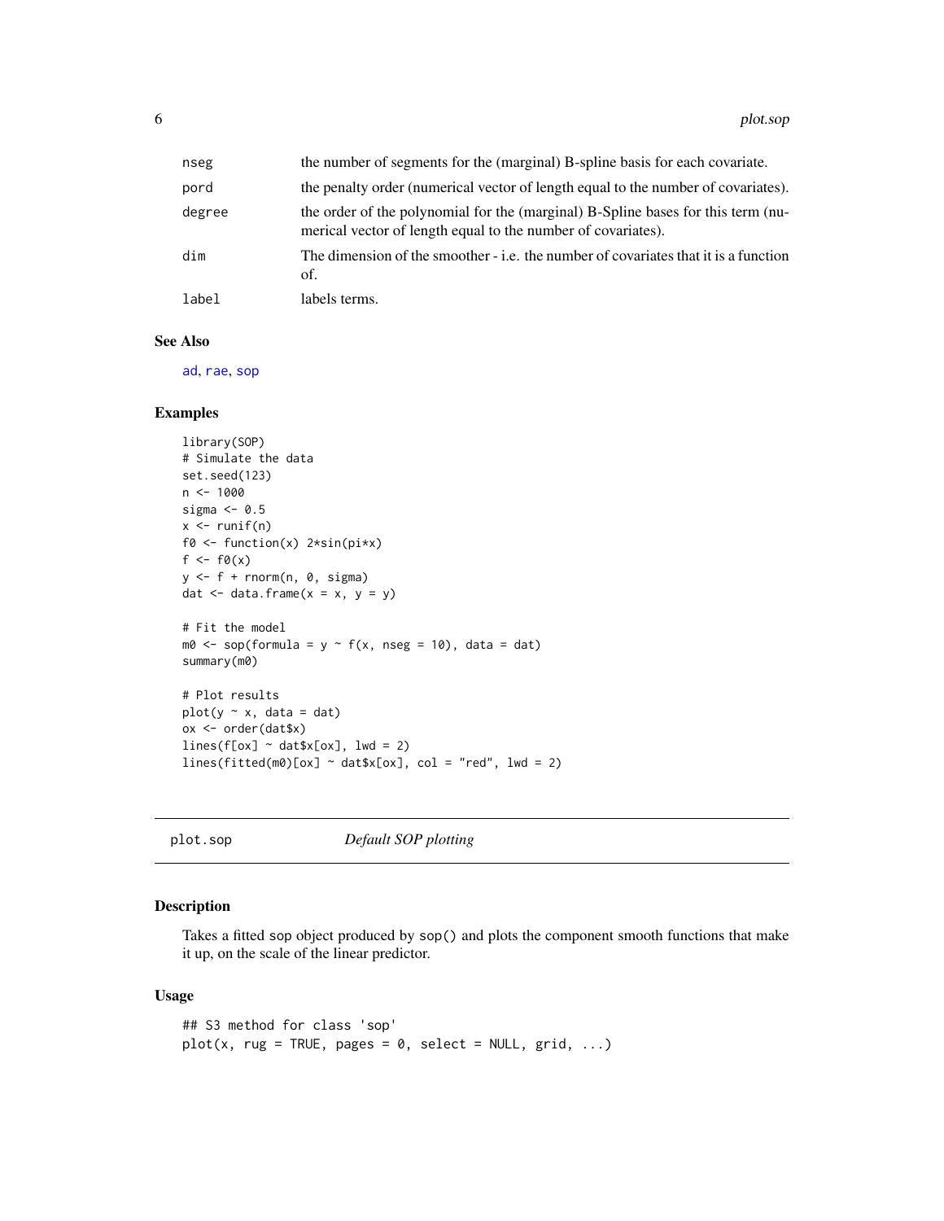| | |
|---|---|
| nseg | the number of segments for the (marginal) B-spline basis for each covariate. |
| pord | the penalty order (numerical vector of length equal to the number of covariates). |
| degree | the order of the polynomial for the (marginal) B-Spline bases for this term (numerical vector of length equal to the number of covariates). |
| dim | The dimension of the smoother - i.e. the number of covariates that it is a function of. |
| label | labels terms. |

### See Also

ad, rae, sop

### Examples

```
library(SOP)
# Simulate the data
set.seed(123)
n <- 1000
sigma <- 0.5
x <- runif(n)
f0 <- function(x) 2*sin(pi*x)
f <- f0(x)
y <- f + rnorm(n, 0, sigma)
dat <- data.frame(x = x, y = y)

# Fit the model
m0 <- sop(formula = y ~ f(x, nseg = 10), data = dat)
summary(m0)

# Plot results
plot(y ~ x, data = dat)
ox <- order(dat$x)
lines(f[ox] ~ dat$x[ox], lwd = 2)
lines(fitted(m0)[ox] ~ dat$x[ox], col = "red", lwd = 2)
```

---

## plot.sop *Default SOP plotting*

### Description

Takes a fitted sop object produced by sop() and plots the component smooth functions that make it up, on the scale of the linear predictor.

### Usage

```
## S3 method for class 'sop'
plot(x, rug = TRUE, pages = 0, select = NULL, grid, ...)
```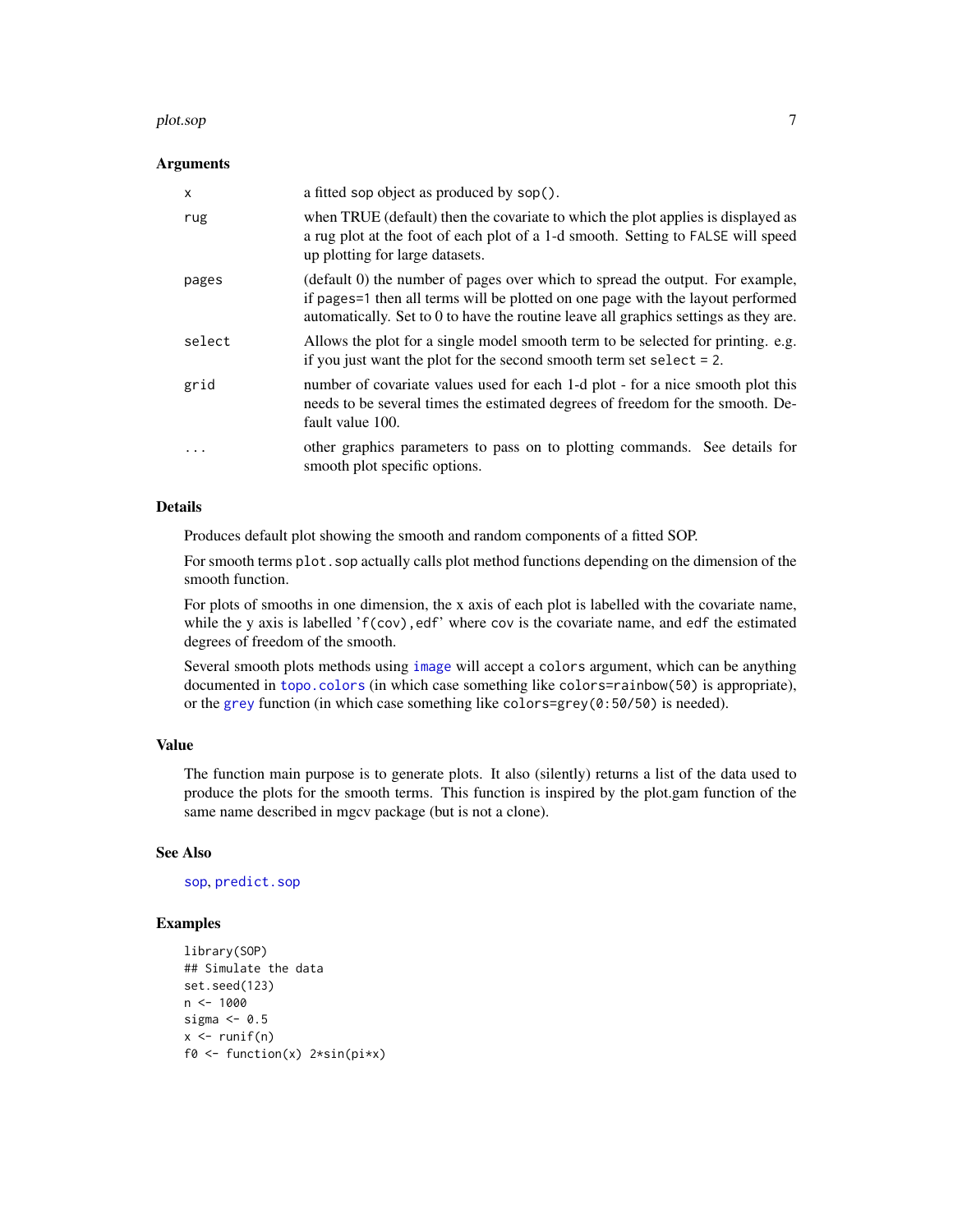### Arguments

| | |
|---|---|
| `x` | a fitted sop object as produced by `sop()`. |
| `rug` | when TRUE (default) then the covariate to which the plot applies is displayed as a rug plot at the foot of each plot of a 1-d smooth. Setting to `FALSE` will speed up plotting for large datasets. |
| `pages` | (default 0) the number of pages over which to spread the output. For example, if `pages=1` then all terms will be plotted on one page with the layout performed automatically. Set to 0 to have the routine leave all graphics settings as they are. |
| `select` | Allows the plot for a single model smooth term to be selected for printing. e.g. if you just want the plot for the second smooth term set `select = 2`. |
| `grid` | number of covariate values used for each 1-d plot - for a nice smooth plot this needs to be several times the estimated degrees of freedom for the smooth. Default value 100. |
| `...` | other graphics parameters to pass on to plotting commands. See details for smooth plot specific options. |

### Details

Produces default plot showing the smooth and random components of a fitted SOP.

For smooth terms `plot.sop` actually calls plot method functions depending on the dimension of the smooth function.

For plots of smooths in one dimension, the x axis of each plot is labelled with the covariate name, while the y axis is labelled '`f(cov),edf`' where `cov` is the covariate name, and `edf` the estimated degrees of freedom of the smooth.

Several smooth plots methods using `image` will accept a `colors` argument, which can be anything documented in `topo.colors` (in which case something like `colors=rainbow(50)` is appropriate), or the `grey` function (in which case something like `colors=grey(0:50/50)` is needed).

### Value

The function main purpose is to generate plots. It also (silently) returns a list of the data used to produce the plots for the smooth terms. This function is inspired by the plot.gam function of the same name described in mgcv package (but is not a clone).

### See Also

`sop`, `predict.sop`

### Examples

```
library(SOP)
## Simulate the data
set.seed(123)
n <- 1000
sigma <- 0.5
x <- runif(n)
f0 <- function(x) 2*sin(pi*x)
```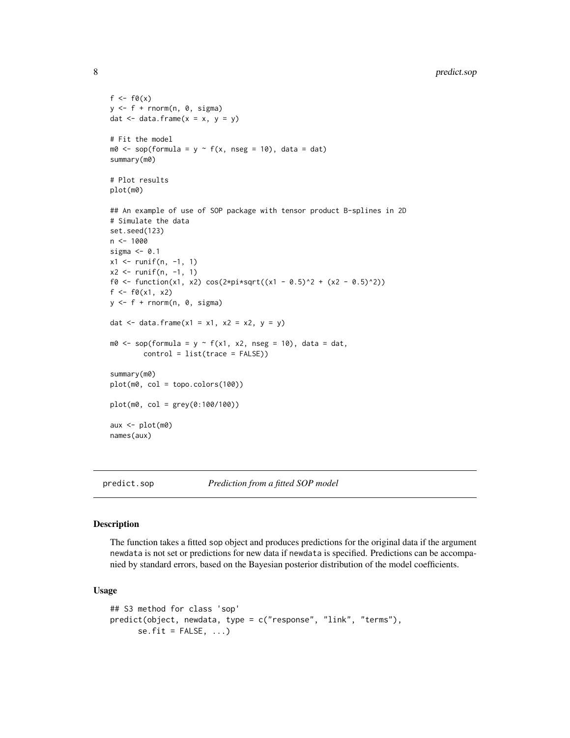```
f <- f0(x)
y <- f + rnorm(n, 0, sigma)
dat <- data.frame(x = x, y = y)

# Fit the model
m0 <- sop(formula = y ~ f(x, nseg = 10), data = dat)
summary(m0)

# Plot results
plot(m0)

## An example of use of SOP package with tensor product B-splines in 2D
# Simulate the data
set.seed(123)
n <- 1000
sigma <- 0.1
x1 <- runif(n, -1, 1)
x2 <- runif(n, -1, 1)
f0 <- function(x1, x2) cos(2*pi*sqrt((x1 - 0.5)^2 + (x2 - 0.5)^2))
f <- f0(x1, x2)
y <- f + rnorm(n, 0, sigma)

dat <- data.frame(x1 = x1, x2 = x2, y = y)

m0 <- sop(formula = y ~ f(x1, x2, nseg = 10), data = dat,
        control = list(trace = FALSE))

summary(m0)
plot(m0, col = topo.colors(100))

plot(m0, col = grey(0:100/100))

aux <- plot(m0)
names(aux)
```

## predict.sop    *Prediction from a fitted SOP model*

### Description

The function takes a fitted sop object and produces predictions for the original data if the argument newdata is not set or predictions for new data if newdata is specified. Predictions can be accompanied by standard errors, based on the Bayesian posterior distribution of the model coefficients.

### Usage

```
## S3 method for class 'sop'
predict(object, newdata, type = c("response", "link", "terms"),
      se.fit = FALSE, ...)
```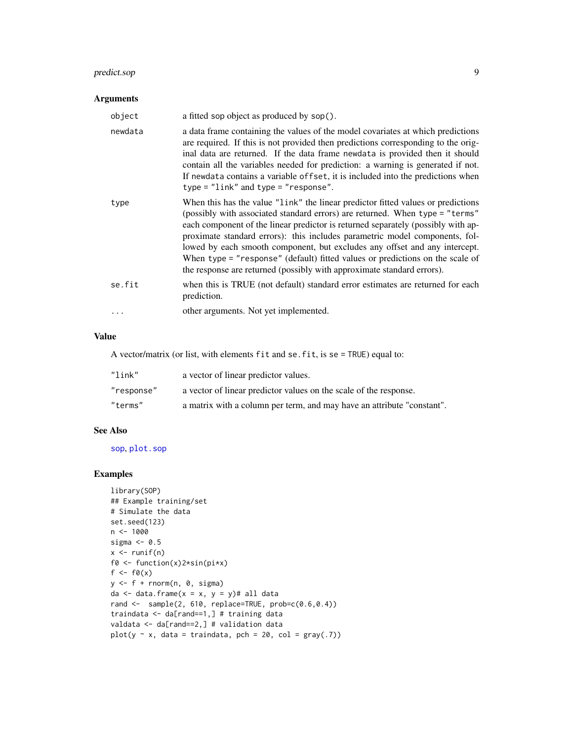## Arguments

| | |
|---|---|
| `object` | a fitted sop object as produced by `sop()`. |
| `newdata` | a data frame containing the values of the model covariates at which predictions are required. If this is not provided then predictions corresponding to the original data are returned. If the data frame `newdata` is provided then it should contain all the variables needed for prediction: a warning is generated if not. If `newdata` contains a variable `offset`, it is included into the predictions when `type = "link"` and `type = "response"`. |
| `type` | When this has the value `"link"` the linear predictor fitted values or predictions (possibly with associated standard errors) are returned. When `type = "terms"` each component of the linear predictor is returned separately (possibly with approximate standard errors): this includes parametric model components, followed by each smooth component, but excludes any offset and any intercept. When `type = "response"` (default) fitted values or predictions on the scale of the response are returned (possibly with approximate standard errors). |
| `se.fit` | when this is TRUE (not default) standard error estimates are returned for each prediction. |
| `...` | other arguments. Not yet implemented. |

## Value

A vector/matrix (or list, with elements `fit` and `se.fit`, is `se = TRUE`) equal to:

| | |
|---|---|
| `"link"` | a vector of linear predictor values. |
| `"response"` | a vector of linear predictor values on the scale of the response. |
| `"terms"` | a matrix with a column per term, and may have an attribute "constant". |

## See Also

`sop`, `plot.sop`

## Examples

```
library(SOP)
## Example training/set
# Simulate the data
set.seed(123)
n <- 1000
sigma <- 0.5
x <- runif(n)
f0 <- function(x)2*sin(pi*x)
f <- f0(x)
y <- f + rnorm(n, 0, sigma)
da <- data.frame(x = x, y = y)# all data
rand <-  sample(2, 610, replace=TRUE, prob=c(0.6,0.4))
traindata <- da[rand==1,] # training data
valdata <- da[rand==2,] # validation data
plot(y ~ x, data = traindata, pch = 20, col = gray(.7))
```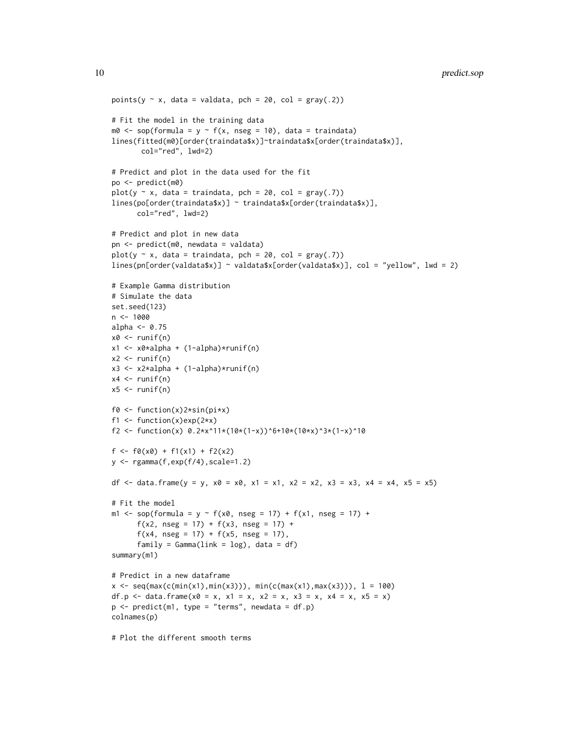```
points(y ~ x, data = valdata, pch = 20, col = gray(.2))

# Fit the model in the training data
m0 <- sop(formula = y ~ f(x, nseg = 10), data = traindata)
lines(fitted(m0)[order(traindata$x)]~traindata$x[order(traindata$x)],
       col="red", lwd=2)

# Predict and plot in the data used for the fit
po <- predict(m0)
plot(y ~ x, data = traindata, pch = 20, col = gray(.7))
lines(po[order(traindata$x)] ~ traindata$x[order(traindata$x)],
      col="red", lwd=2)

# Predict and plot in new data
pn <- predict(m0, newdata = valdata)
plot(y ~ x, data = traindata, pch = 20, col = gray(.7))
lines(pn[order(valdata$x)] ~ valdata$x[order(valdata$x)], col = "yellow", lwd = 2)

# Example Gamma distribution
# Simulate the data
set.seed(123)
n <- 1000
alpha <- 0.75
x0 <- runif(n)
x1 <- x0*alpha + (1-alpha)*runif(n)
x2 <- runif(n)
x3 <- x2*alpha + (1-alpha)*runif(n)
x4 <- runif(n)
x5 <- runif(n)

f0 <- function(x)2*sin(pi*x)
f1 <- function(x)exp(2*x)
f2 <- function(x) 0.2*x^11*(10*(1-x))^6+10*(10*x)^3*(1-x)^10

f <- f0(x0) + f1(x1) + f2(x2)
y <- rgamma(f,exp(f/4),scale=1.2)

df <- data.frame(y = y, x0 = x0, x1 = x1, x2 = x2, x3 = x3, x4 = x4, x5 = x5)

# Fit the model
m1 <- sop(formula = y ~ f(x0, nseg = 17) + f(x1, nseg = 17) +
      f(x2, nseg = 17) + f(x3, nseg = 17) +
      f(x4, nseg = 17) + f(x5, nseg = 17),
      family = Gamma(link = log), data = df)
summary(m1)

# Predict in a new dataframe
x <- seq(max(c(min(x1),min(x3))), min(c(max(x1),max(x3))), l = 100)
df.p <- data.frame(x0 = x, x1 = x, x2 = x, x3 = x, x4 = x, x5 = x)
p <- predict(m1, type = "terms", newdata = df.p)
colnames(p)

# Plot the different smooth terms
```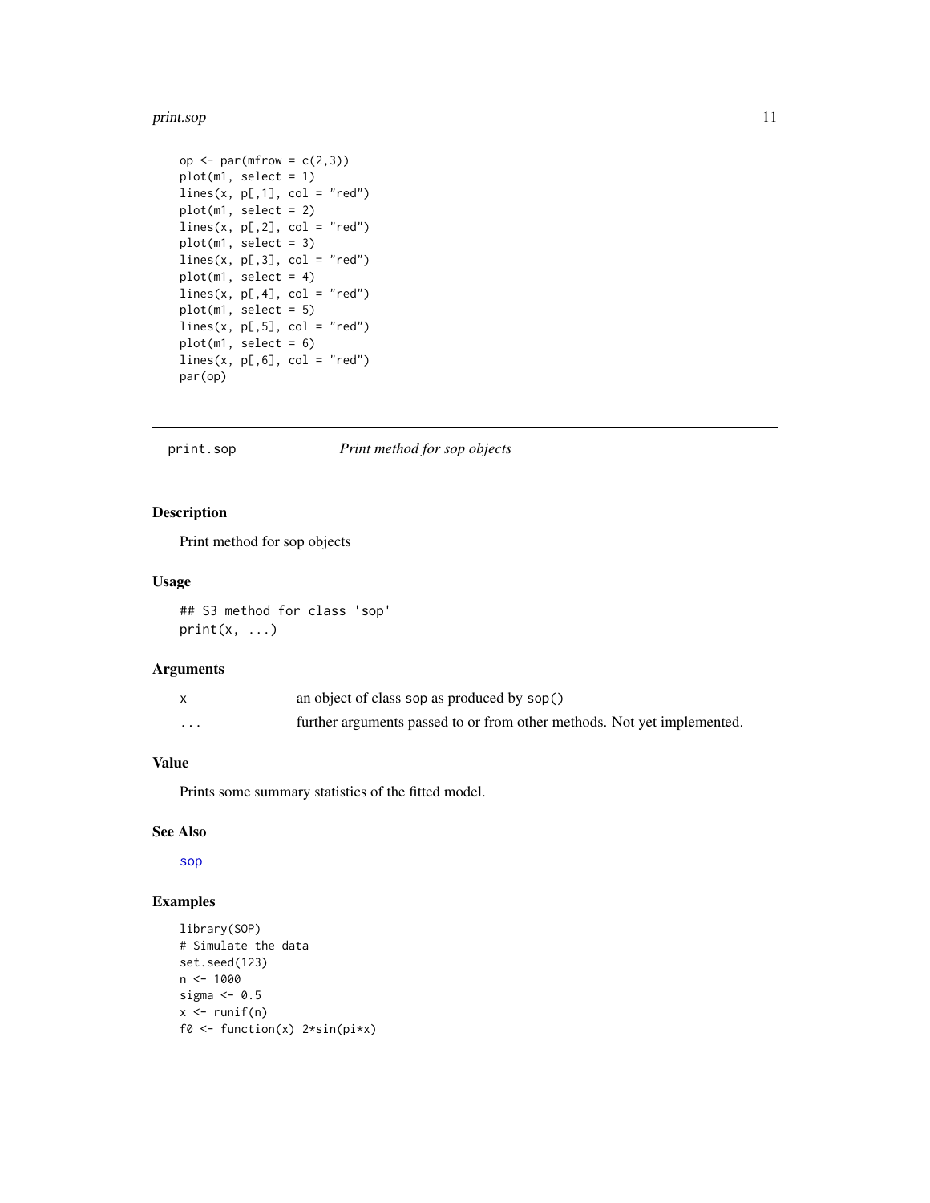```
op <- par(mfrow = c(2,3))
plot(m1, select = 1)
lines(x, p[,1], col = "red")
plot(m1, select = 2)
lines(x, p[,2], col = "red")
plot(m1, select = 3)
lines(x, p[,3], col = "red")
plot(m1, select = 4)
lines(x, p[,4], col = "red")
plot(m1, select = 5)
lines(x, p[,5], col = "red")
plot(m1, select = 6)
lines(x, p[,6], col = "red")
par(op)
```

## print.sop *Print method for sop objects*

### Description

Print method for sop objects

### Usage

```
## S3 method for class 'sop'
print(x, ...)
```

### Arguments

| | |
|---|---|
| x | an object of class sop as produced by sop() |
| ... | further arguments passed to or from other methods. Not yet implemented. |

### Value

Prints some summary statistics of the fitted model.

### See Also

sop

### Examples

```
library(SOP)
# Simulate the data
set.seed(123)
n <- 1000
sigma <- 0.5
x <- runif(n)
f0 <- function(x) 2*sin(pi*x)
```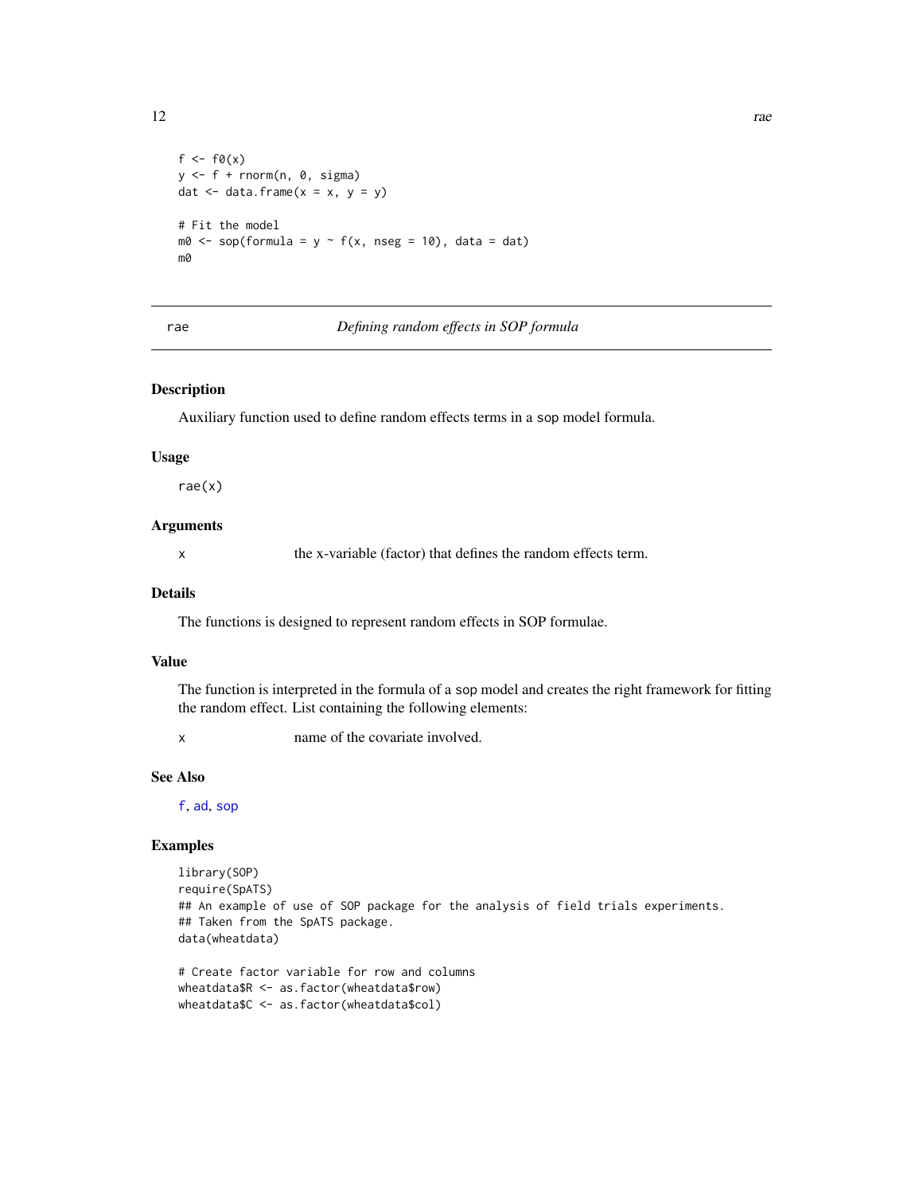```
f <- f0(x)
y <- f + rnorm(n, 0, sigma)
dat <- data.frame(x = x, y = y)

# Fit the model
m0 <- sop(formula = y ~ f(x, nseg = 10), data = dat)
m0
```

---

## rae — *Defining random effects in SOP formula*

---

### Description

Auxiliary function used to define random effects terms in a sop model formula.

### Usage

```
rae(x)
```

### Arguments

| | |
|---|---|
| x | the x-variable (factor) that defines the random effects term. |

### Details

The functions is designed to represent random effects in SOP formulae.

### Value

The function is interpreted in the formula of a sop model and creates the right framework for fitting the random effect. List containing the following elements:

| | |
|---|---|
| x | name of the covariate involved. |

### See Also

f, ad, sop

### Examples

```
library(SOP)
require(SpATS)
## An example of use of SOP package for the analysis of field trials experiments.
## Taken from the SpATS package.
data(wheatdata)

# Create factor variable for row and columns
wheatdata$R <- as.factor(wheatdata$row)
wheatdata$C <- as.factor(wheatdata$col)
```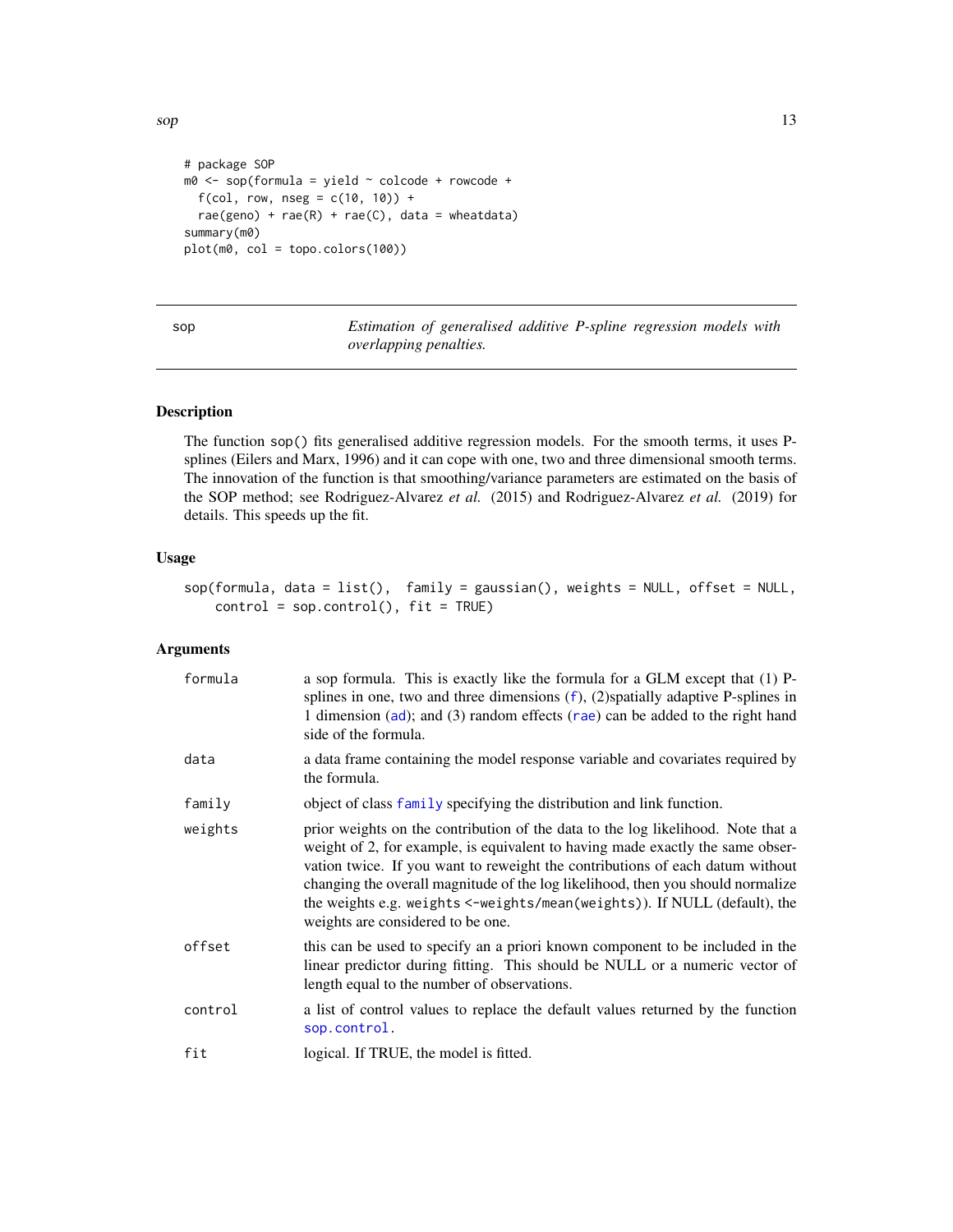```
# package SOP
m0 <- sop(formula = yield ~ colcode + rowcode +
  f(col, row, nseg = c(10, 10)) +
  rae(geno) + rae(R) + rae(C), data = wheatdata)
summary(m0)
plot(m0, col = topo.colors(100))
```

---

## sop — *Estimation of generalised additive P-spline regression models with overlapping penalties.*

---

### Description

The function `sop()` fits generalised additive regression models. For the smooth terms, it uses P-splines (Eilers and Marx, 1996) and it can cope with one, two and three dimensional smooth terms. The innovation of the function is that smoothing/variance parameters are estimated on the basis of the SOP method; see Rodriguez-Alvarez *et al.* (2015) and Rodriguez-Alvarez *et al.* (2019) for details. This speeds up the fit.

### Usage

```
sop(formula, data = list(),  family = gaussian(), weights = NULL, offset = NULL,
    control = sop.control(), fit = TRUE)
```

### Arguments

| | |
|---|---|
| `formula` | a sop formula. This is exactly like the formula for a GLM except that (1) P-splines in one, two and three dimensions (`f`), (2)spatially adaptive P-splines in 1 dimension (`ad`); and (3) random effects (`rae`) can be added to the right hand side of the formula. |
| `data` | a data frame containing the model response variable and covariates required by the formula. |
| `family` | object of class `family` specifying the distribution and link function. |
| `weights` | prior weights on the contribution of the data to the log likelihood. Note that a weight of 2, for example, is equivalent to having made exactly the same observation twice. If you want to reweight the contributions of each datum without changing the overall magnitude of the log likelihood, then you should normalize the weights e.g. `weights <-weights/mean(weights))`. If NULL (default), the weights are considered to be one. |
| `offset` | this can be used to specify an a priori known component to be included in the linear predictor during fitting. This should be NULL or a numeric vector of length equal to the number of observations. |
| `control` | a list of control values to replace the default values returned by the function `sop.control`. |
| `fit` | logical. If TRUE, the model is fitted. |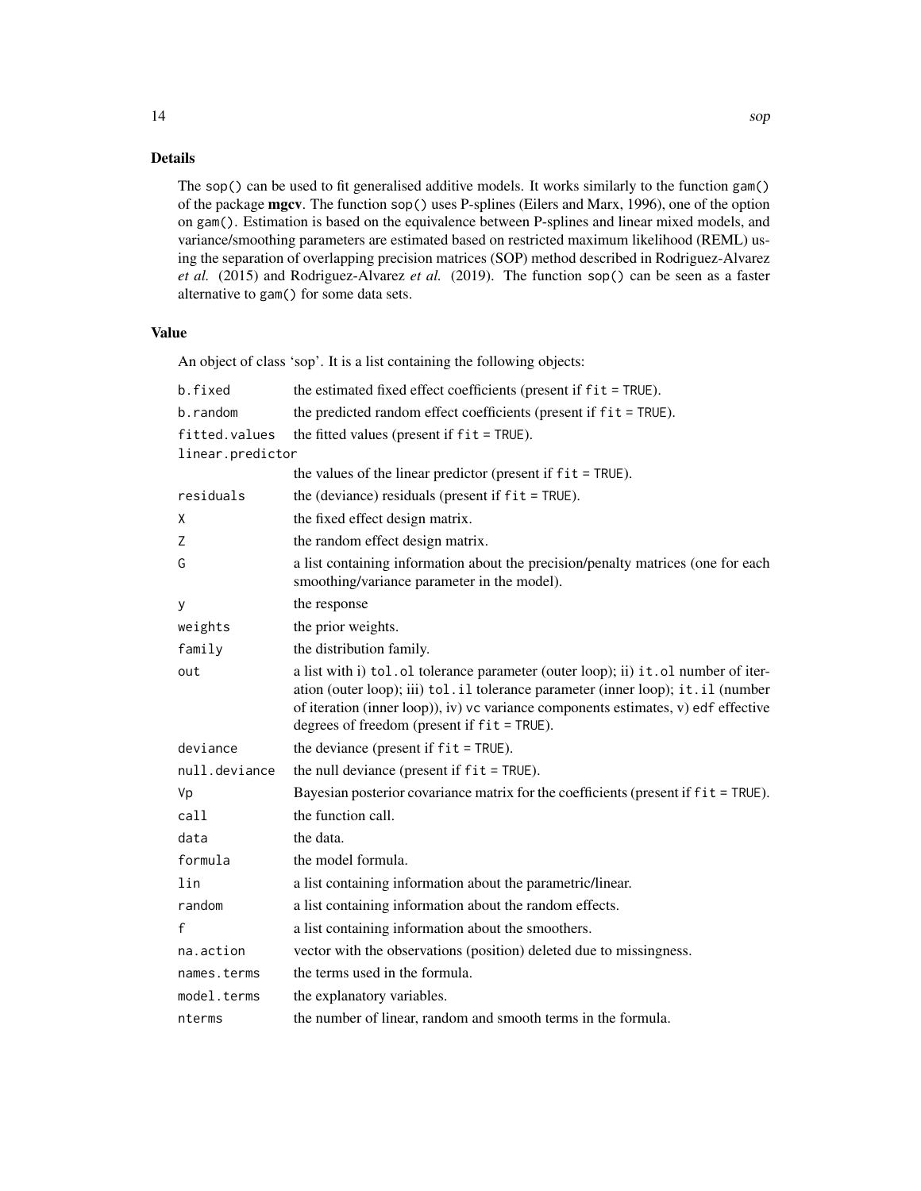## Details

The `sop()` can be used to fit generalised additive models. It works similarly to the function `gam()` of the package **mgcv**. The function `sop()` uses P-splines (Eilers and Marx, 1996), one of the option on `gam()`. Estimation is based on the equivalence between P-splines and linear mixed models, and variance/smoothing parameters are estimated based on restricted maximum likelihood (REML) using the separation of overlapping precision matrices (SOP) method described in Rodriguez-Alvarez *et al.* (2015) and Rodriguez-Alvarez *et al.* (2019). The function `sop()` can be seen as a faster alternative to `gam()` for some data sets.

## Value

An object of class 'sop'. It is a list containing the following objects:

| | |
|---|---|
| `b.fixed` | the estimated fixed effect coefficients (present if `fit = TRUE`). |
| `b.random` | the predicted random effect coefficients (present if `fit = TRUE`). |
| `fitted.values` | the fitted values (present if `fit = TRUE`). |
| `linear.predictor` | the values of the linear predictor (present if `fit = TRUE`). |
| `residuals` | the (deviance) residuals (present if `fit = TRUE`). |
| `X` | the fixed effect design matrix. |
| `Z` | the random effect design matrix. |
| `G` | a list containing information about the precision/penalty matrices (one for each smoothing/variance parameter in the model). |
| `y` | the response |
| `weights` | the prior weights. |
| `family` | the distribution family. |
| `out` | a list with i) `tol.ol` tolerance parameter (outer loop); ii) `it.ol` number of iteration (outer loop); iii) `tol.il` tolerance parameter (inner loop); `it.il` (number of iteration (inner loop)), iv) `vc` variance components estimates, v) `edf` effective degrees of freedom (present if `fit = TRUE`). |
| `deviance` | the deviance (present if `fit = TRUE`). |
| `null.deviance` | the null deviance (present if `fit = TRUE`). |
| `Vp` | Bayesian posterior covariance matrix for the coefficients (present if `fit = TRUE`). |
| `call` | the function call. |
| `data` | the data. |
| `formula` | the model formula. |
| `lin` | a list containing information about the parametric/linear. |
| `random` | a list containing information about the random effects. |
| `f` | a list containing information about the smoothers. |
| `na.action` | vector with the observations (position) deleted due to missingness. |
| `names.terms` | the terms used in the formula. |
| `model.terms` | the explanatory variables. |
| `nterms` | the number of linear, random and smooth terms in the formula. |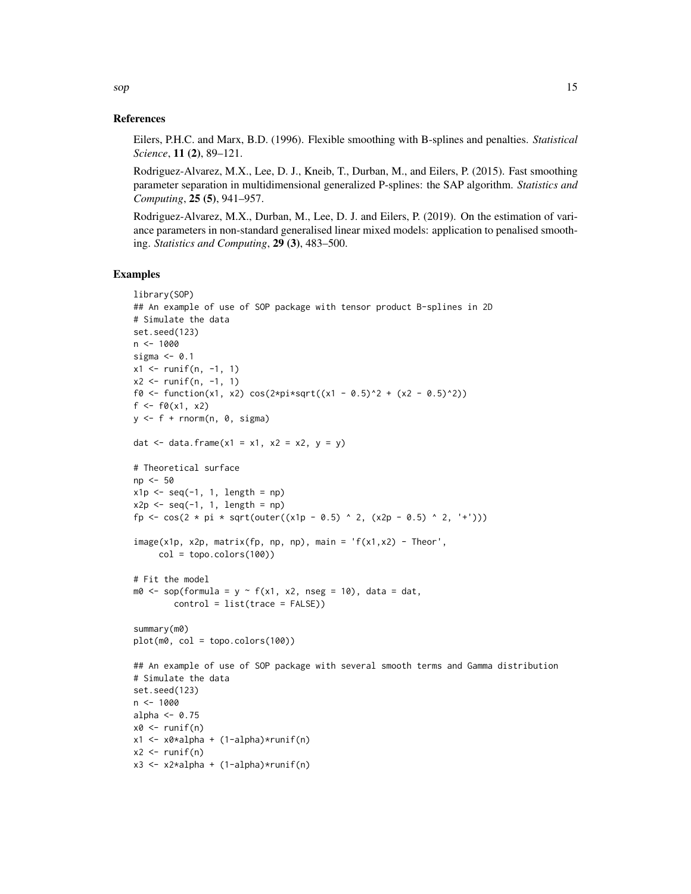## References

Eilers, P.H.C. and Marx, B.D. (1996). Flexible smoothing with B-splines and penalties. *Statistical Science*, **11 (2)**, 89–121.

Rodriguez-Alvarez, M.X., Lee, D. J., Kneib, T., Durban, M., and Eilers, P. (2015). Fast smoothing parameter separation in multidimensional generalized P-splines: the SAP algorithm. *Statistics and Computing*, **25 (5)**, 941–957.

Rodriguez-Alvarez, M.X., Durban, M., Lee, D. J. and Eilers, P. (2019). On the estimation of variance parameters in non-standard generalised linear mixed models: application to penalised smoothing. *Statistics and Computing*, **29 (3)**, 483–500.

## Examples

```
library(SOP)
## An example of use of SOP package with tensor product B-splines in 2D
# Simulate the data
set.seed(123)
n <- 1000
sigma <- 0.1
x1 <- runif(n, -1, 1)
x2 <- runif(n, -1, 1)
f0 <- function(x1, x2) cos(2*pi*sqrt((x1 - 0.5)^2 + (x2 - 0.5)^2))
f <- f0(x1, x2)
y <- f + rnorm(n, 0, sigma)

dat <- data.frame(x1 = x1, x2 = x2, y = y)

# Theoretical surface
np <- 50
x1p <- seq(-1, 1, length = np)
x2p <- seq(-1, 1, length = np)
fp <- cos(2 * pi * sqrt(outer((x1p - 0.5) ^ 2, (x2p - 0.5) ^ 2, '+')))

image(x1p, x2p, matrix(fp, np, np), main = 'f(x1,x2) - Theor',
     col = topo.colors(100))

# Fit the model
m0 <- sop(formula = y ~ f(x1, x2, nseg = 10), data = dat,
        control = list(trace = FALSE))

summary(m0)
plot(m0, col = topo.colors(100))

## An example of use of SOP package with several smooth terms and Gamma distribution
# Simulate the data
set.seed(123)
n <- 1000
alpha <- 0.75
x0 <- runif(n)
x1 <- x0*alpha + (1-alpha)*runif(n)
x2 <- runif(n)
x3 <- x2*alpha + (1-alpha)*runif(n)
```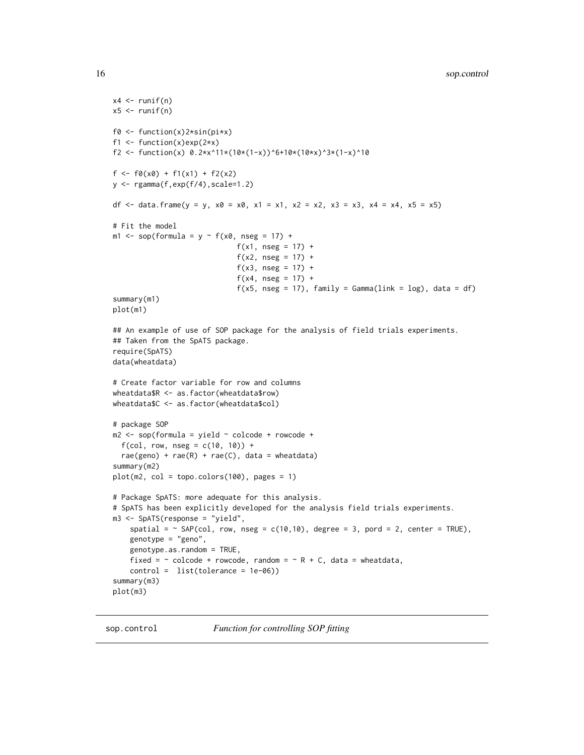```
x4 <- runif(n)
x5 <- runif(n)

f0 <- function(x)2*sin(pi*x)
f1 <- function(x)exp(2*x)
f2 <- function(x) 0.2*x^11*(10*(1-x))^6+10*(10*x)^3*(1-x)^10

f <- f0(x0) + f1(x1) + f2(x2)
y <- rgamma(f,exp(f/4),scale=1.2)

df <- data.frame(y = y, x0 = x0, x1 = x1, x2 = x2, x3 = x3, x4 = x4, x5 = x5)

# Fit the model
m1 <- sop(formula = y ~ f(x0, nseg = 17) +
                            f(x1, nseg = 17) +
                            f(x2, nseg = 17) +
                            f(x3, nseg = 17) +
                            f(x4, nseg = 17) +
                            f(x5, nseg = 17), family = Gamma(link = log), data = df)
summary(m1)
plot(m1)

## An example of use of SOP package for the analysis of field trials experiments.
## Taken from the SpATS package.
require(SpATS)
data(wheatdata)

# Create factor variable for row and columns
wheatdata$R <- as.factor(wheatdata$row)
wheatdata$C <- as.factor(wheatdata$col)

# package SOP
m2 <- sop(formula = yield ~ colcode + rowcode +
  f(col, row, nseg = c(10, 10)) +
  rae(geno) + rae(R) + rae(C), data = wheatdata)
summary(m2)
plot(m2, col = topo.colors(100), pages = 1)

# Package SpATS: more adequate for this analysis.
# SpATS has been explicitly developed for the analysis field trials experiments.
m3 <- SpATS(response = "yield",
    spatial = ~ SAP(col, row, nseg = c(10,10), degree = 3, pord = 2, center = TRUE),
    genotype = "geno",
    genotype.as.random = TRUE,
    fixed = ~ colcode + rowcode, random = ~ R + C, data = wheatdata,
    control =  list(tolerance = 1e-06))
summary(m3)
plot(m3)
```

---

## sop.control *Function for controlling SOP fitting*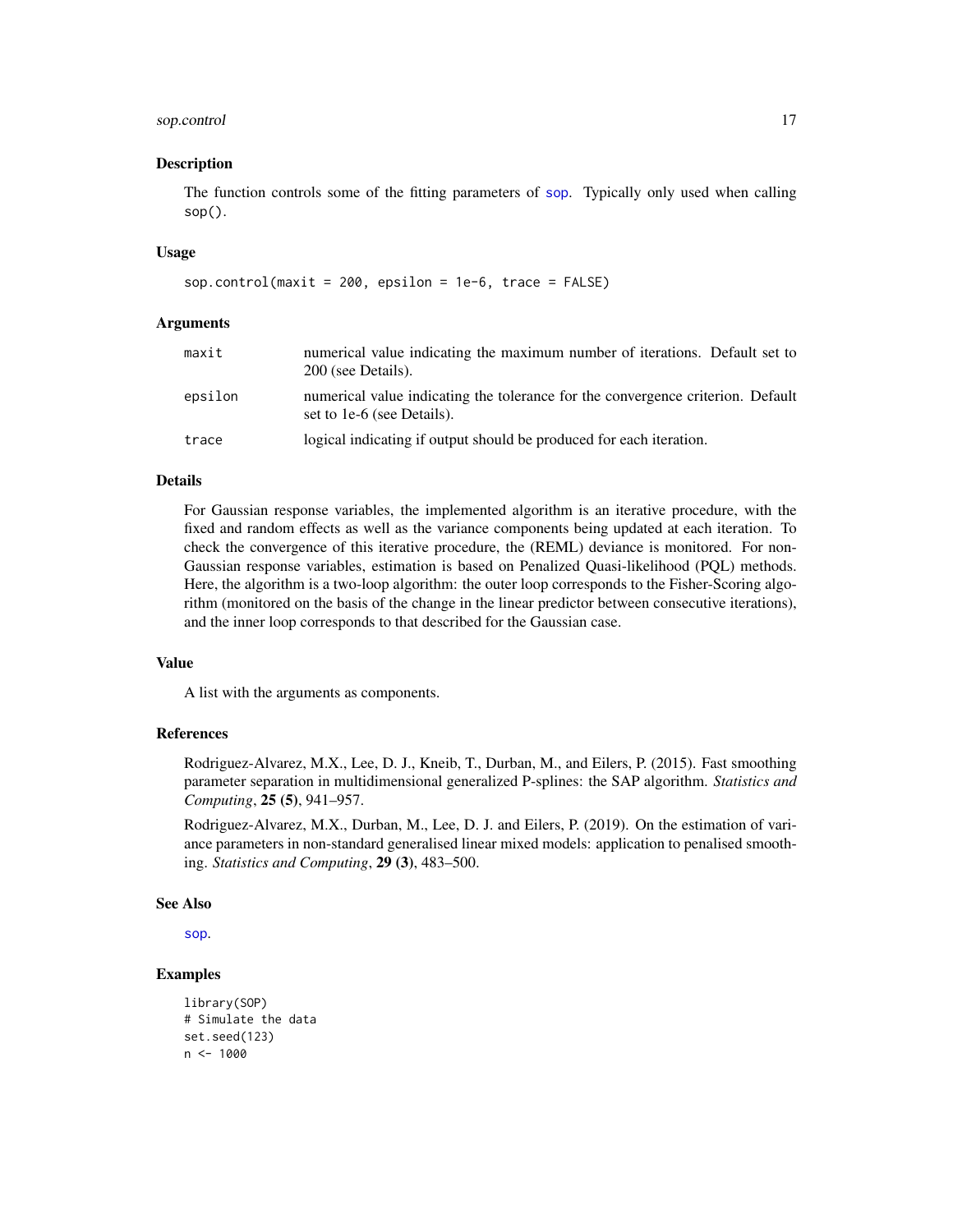## Description

The function controls some of the fitting parameters of sop. Typically only used when calling sop().

## Usage

```
sop.control(maxit = 200, epsilon = 1e-6, trace = FALSE)
```

## Arguments

| | |
|---|---|
| maxit | numerical value indicating the maximum number of iterations. Default set to 200 (see Details). |
| epsilon | numerical value indicating the tolerance for the convergence criterion. Default set to 1e-6 (see Details). |
| trace | logical indicating if output should be produced for each iteration. |

## Details

For Gaussian response variables, the implemented algorithm is an iterative procedure, with the fixed and random effects as well as the variance components being updated at each iteration. To check the convergence of this iterative procedure, the (REML) deviance is monitored. For non-Gaussian response variables, estimation is based on Penalized Quasi-likelihood (PQL) methods. Here, the algorithm is a two-loop algorithm: the outer loop corresponds to the Fisher-Scoring algorithm (monitored on the basis of the change in the linear predictor between consecutive iterations), and the inner loop corresponds to that described for the Gaussian case.

## Value

A list with the arguments as components.

## References

Rodriguez-Alvarez, M.X., Lee, D. J., Kneib, T., Durban, M., and Eilers, P. (2015). Fast smoothing parameter separation in multidimensional generalized P-splines: the SAP algorithm. *Statistics and Computing*, **25 (5)**, 941–957.

Rodriguez-Alvarez, M.X., Durban, M., Lee, D. J. and Eilers, P. (2019). On the estimation of variance parameters in non-standard generalised linear mixed models: application to penalised smoothing. *Statistics and Computing*, **29 (3)**, 483–500.

## See Also

sop.

## Examples

```
library(SOP)
# Simulate the data
set.seed(123)
n <- 1000
```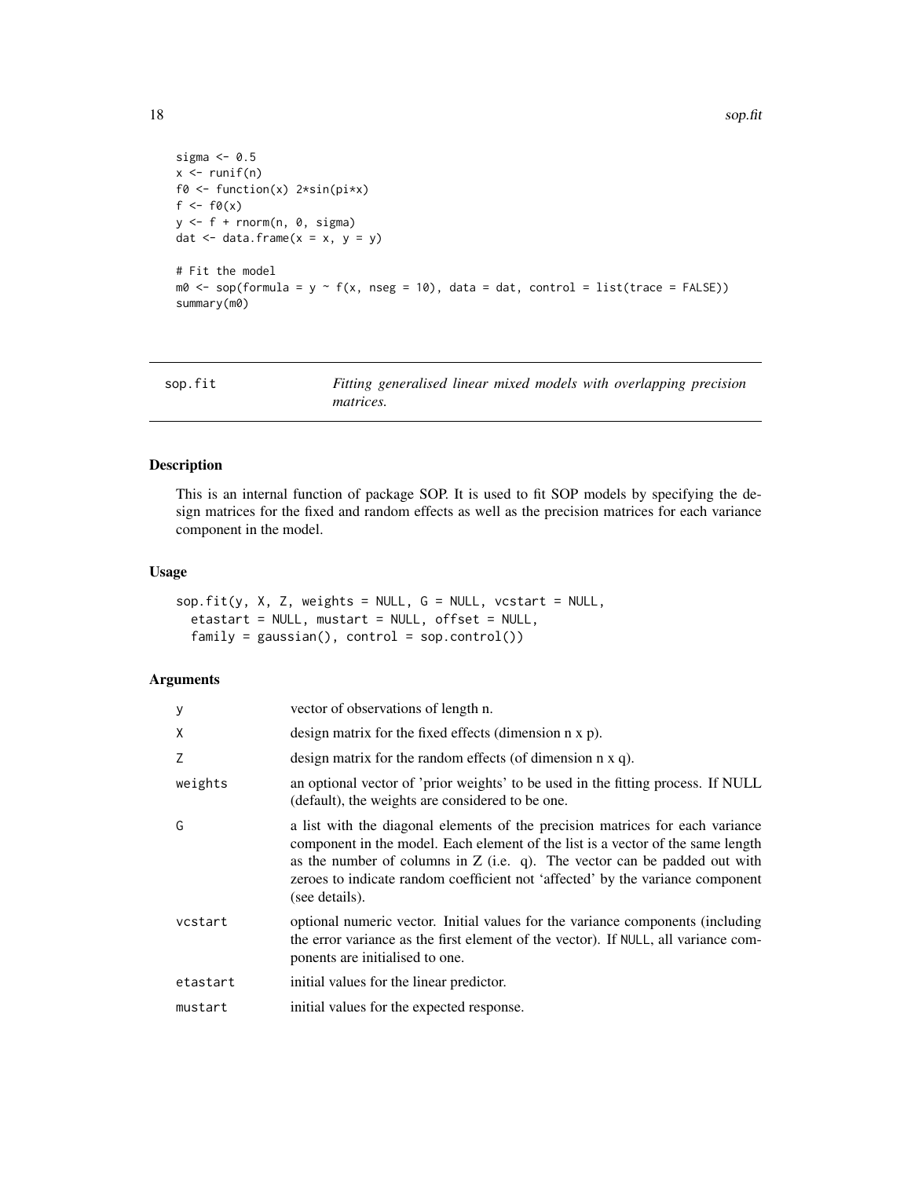```
sigma <- 0.5
x <- runif(n)
f0 <- function(x) 2*sin(pi*x)
f <- f0(x)
y <- f + rnorm(n, 0, sigma)
dat <- data.frame(x = x, y = y)

# Fit the model
m0 <- sop(formula = y ~ f(x, nseg = 10), data = dat, control = list(trace = FALSE))
summary(m0)
```

## sop.fit — *Fitting generalised linear mixed models with overlapping precision matrices.*

### Description

This is an internal function of package SOP. It is used to fit SOP models by specifying the design matrices for the fixed and random effects as well as the precision matrices for each variance component in the model.

### Usage

```
sop.fit(y, X, Z, weights = NULL, G = NULL, vcstart = NULL,
  etastart = NULL, mustart = NULL, offset = NULL,
  family = gaussian(), control = sop.control())
```

### Arguments

| | |
|---|---|
| `y` | vector of observations of length n. |
| `X` | design matrix for the fixed effects (dimension n x p). |
| `Z` | design matrix for the random effects (of dimension n x q). |
| `weights` | an optional vector of 'prior weights' to be used in the fitting process. If NULL (default), the weights are considered to be one. |
| `G` | a list with the diagonal elements of the precision matrices for each variance component in the model. Each element of the list is a vector of the same length as the number of columns in Z (i.e. q). The vector can be padded out with zeroes to indicate random coefficient not 'affected' by the variance component (see details). |
| `vcstart` | optional numeric vector. Initial values for the variance components (including the error variance as the first element of the vector). If `NULL`, all variance components are initialised to one. |
| `etastart` | initial values for the linear predictor. |
| `mustart` | initial values for the expected response. |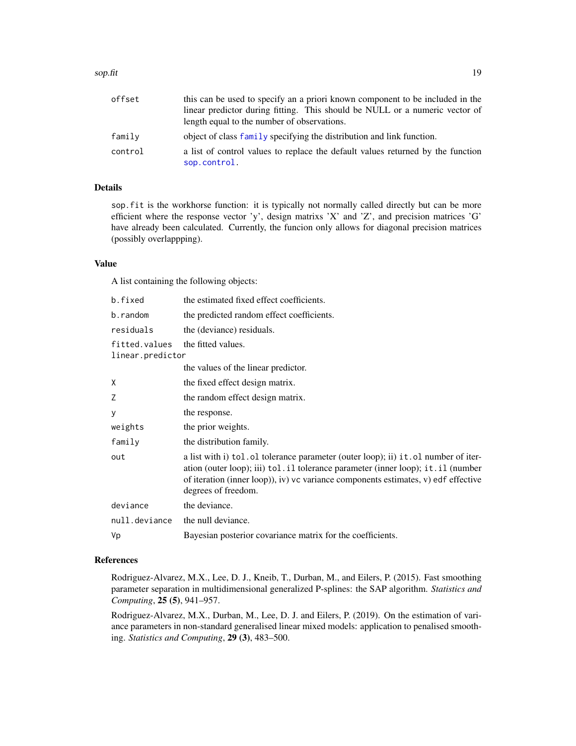| | |
|---|---|
| `offset` | this can be used to specify an a priori known component to be included in the linear predictor during fitting. This should be NULL or a numeric vector of length equal to the number of observations. |
| `family` | object of class `family` specifying the distribution and link function. |
| `control` | a list of control values to replace the default values returned by the function `sop.control`. |

### Details

`sop.fit` is the workhorse function: it is typically not normally called directly but can be more efficient where the response vector 'y', design matrixs 'X' and 'Z', and precision matrices 'G' have already been calculated. Currently, the funcion only allows for diagonal precision matrices (possibly overlappping).

### Value

A list containing the following objects:

| | |
|---|---|
| `b.fixed` | the estimated fixed effect coefficients. |
| `b.random` | the predicted random effect coefficients. |
| `residuals` | the (deviance) residuals. |
| `fitted.values` | the fitted values. |
| `linear.predictor` | the values of the linear predictor. |
| `X` | the fixed effect design matrix. |
| `Z` | the random effect design matrix. |
| `y` | the response. |
| `weights` | the prior weights. |
| `family` | the distribution family. |
| `out` | a list with i) `tol.ol` tolerance parameter (outer loop); ii) `it.ol` number of iteration (outer loop); iii) `tol.il` tolerance parameter (inner loop); `it.il` (number of iteration (inner loop)), iv) `vc` variance components estimates, v) `edf` effective degrees of freedom. |
| `deviance` | the deviance. |
| `null.deviance` | the null deviance. |
| `Vp` | Bayesian posterior covariance matrix for the coefficients. |

### References

Rodriguez-Alvarez, M.X., Lee, D. J., Kneib, T., Durban, M., and Eilers, P. (2015). Fast smoothing parameter separation in multidimensional generalized P-splines: the SAP algorithm. *Statistics and Computing*, **25** (**5**), 941–957.

Rodriguez-Alvarez, M.X., Durban, M., Lee, D. J. and Eilers, P. (2019). On the estimation of variance parameters in non-standard generalised linear mixed models: application to penalised smoothing. *Statistics and Computing*, **29** (**3**), 483–500.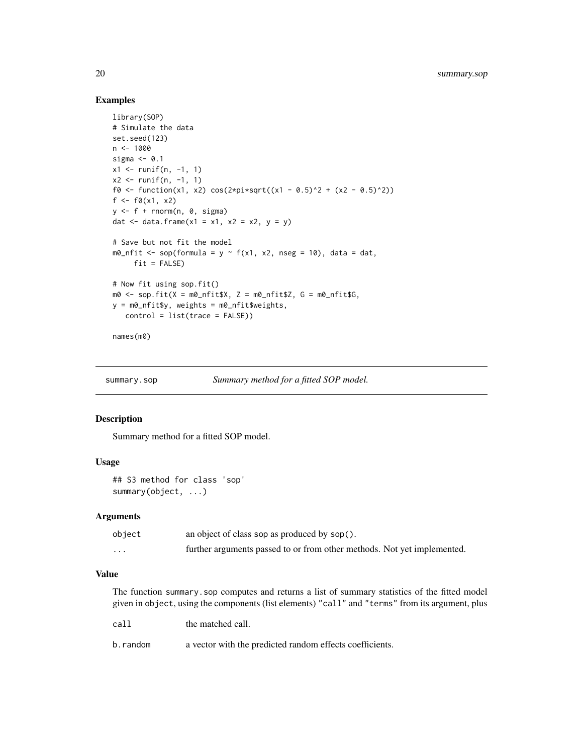## Examples

```
library(SOP)
# Simulate the data
set.seed(123)
n <- 1000
sigma <- 0.1
x1 <- runif(n, -1, 1)
x2 <- runif(n, -1, 1)
f0 <- function(x1, x2) cos(2*pi*sqrt((x1 - 0.5)^2 + (x2 - 0.5)^2))
f <- f0(x1, x2)
y <- f + rnorm(n, 0, sigma)
dat <- data.frame(x1 = x1, x2 = x2, y = y)

# Save but not fit the model
m0_nfit <- sop(formula = y ~ f(x1, x2, nseg = 10), data = dat,
     fit = FALSE)

# Now fit using sop.fit()
m0 <- sop.fit(X = m0_nfit$X, Z = m0_nfit$Z, G = m0_nfit$G,
y = m0_nfit$y, weights = m0_nfit$weights,
   control = list(trace = FALSE))

names(m0)
```

---

# summary.sop — *Summary method for a fitted SOP model.*

---

## Description

Summary method for a fitted SOP model.

## Usage

```
## S3 method for class 'sop'
summary(object, ...)
```

## Arguments

| | |
|---|---|
| `object` | an object of class `sop` as produced by `sop()`. |
| `...` | further arguments passed to or from other methods. Not yet implemented. |

## Value

The function `summary.sop` computes and returns a list of summary statistics of the fitted model given in `object`, using the components (list elements) `"call"` and `"terms"` from its argument, plus

| | |
|---|---|
| `call` | the matched call. |
| `b.random` | a vector with the predicted random effects coefficients. |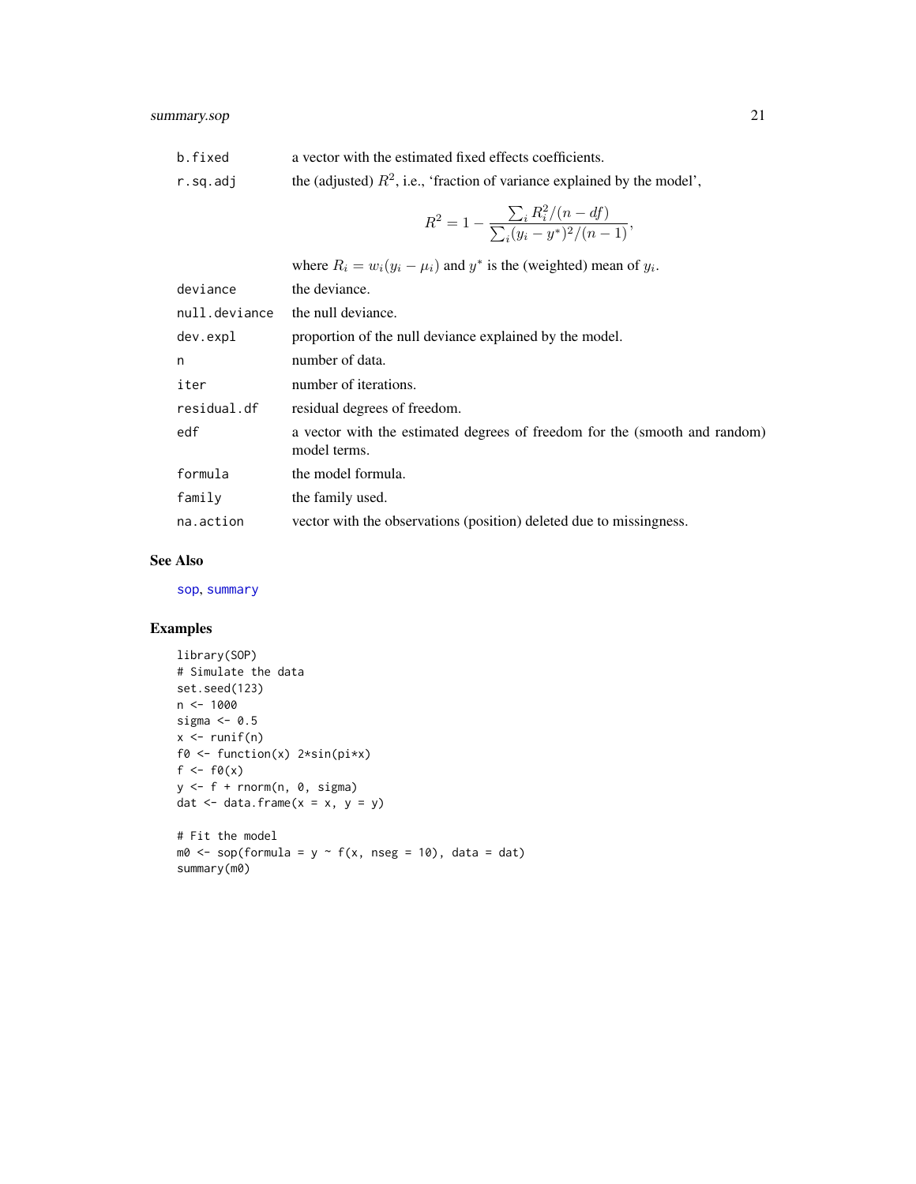| | |
|---|---|
| b.fixed | a vector with the estimated fixed effects coefficients. |
| r.sq.adj | the (adjusted) $R^2$, i.e., 'fraction of variance explained by the model', $$R^2 = 1 - \frac{\sum_i R_i^2/(n - df)}{\sum_i (y_i - y^*)^2/(n-1)},$$ where $R_i = w_i(y_i - \mu_i)$ and $y^*$ is the (weighted) mean of $y_i$. |
| deviance | the deviance. |
| null.deviance | the null deviance. |
| dev.expl | proportion of the null deviance explained by the model. |
| n | number of data. |
| iter | number of iterations. |
| residual.df | residual degrees of freedom. |
| edf | a vector with the estimated degrees of freedom for the (smooth and random) model terms. |
| formula | the model formula. |
| family | the family used. |
| na.action | vector with the observations (position) deleted due to missingness. |

## See Also

sop, summary

## Examples

```
library(SOP)
# Simulate the data
set.seed(123)
n <- 1000
sigma <- 0.5
x <- runif(n)
f0 <- function(x) 2*sin(pi*x)
f <- f0(x)
y <- f + rnorm(n, 0, sigma)
dat <- data.frame(x = x, y = y)

# Fit the model
m0 <- sop(formula = y ~ f(x, nseg = 10), data = dat)
summary(m0)
```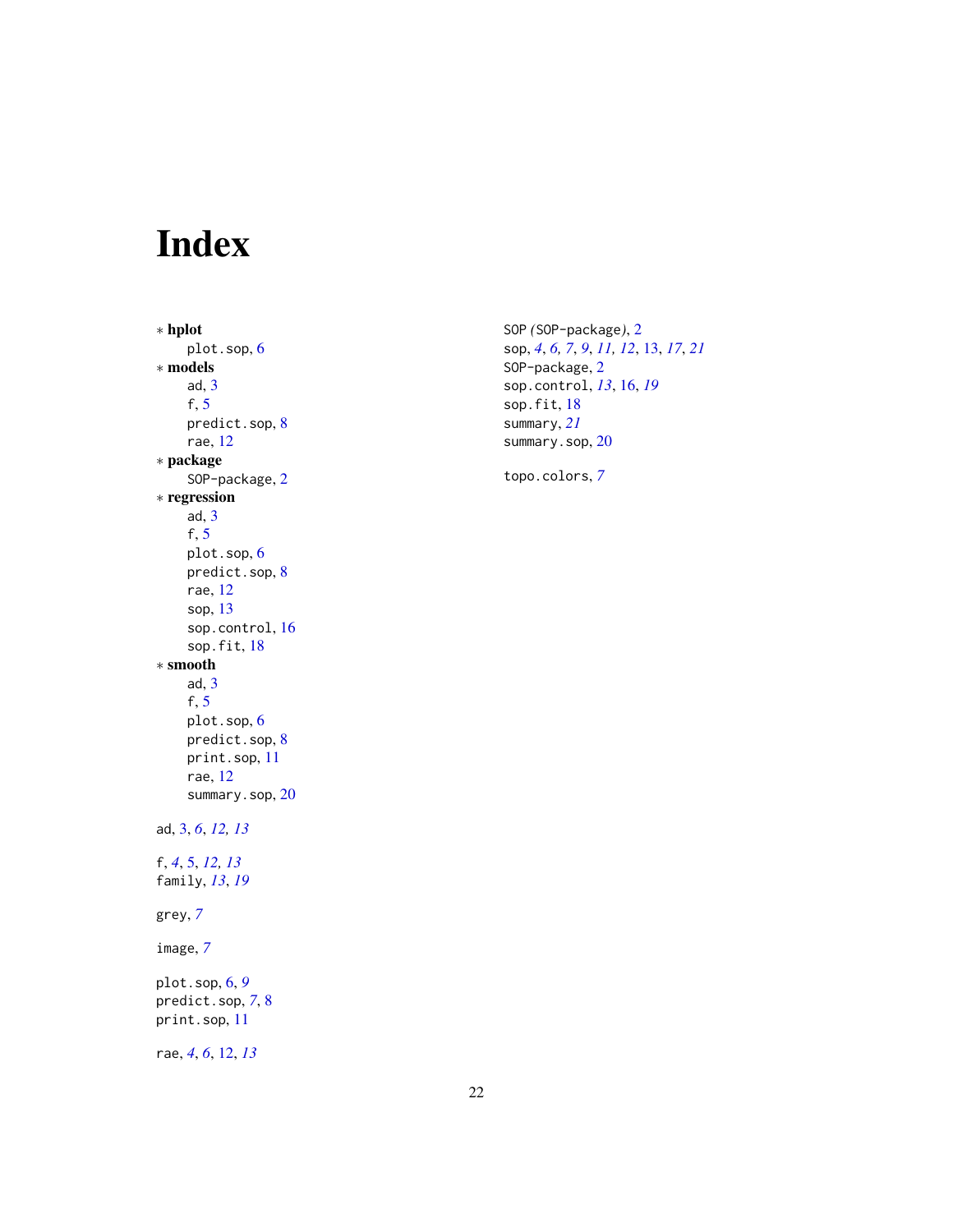# Index

∗ **hplot**
  plot.sop, 6
∗ **models**
  ad, 3
  f, 5
  predict.sop, 8
  rae, 12
∗ **package**
  SOP-package, 2
∗ **regression**
  ad, 3
  f, 5
  plot.sop, 6
  predict.sop, 8
  rae, 12
  sop, 13
  sop.control, 16
  sop.fit, 18
∗ **smooth**
  ad, 3
  f, 5
  plot.sop, 6
  predict.sop, 8
  print.sop, 11
  rae, 12
  summary.sop, 20

ad, 3, *6*, *12, 13*

f, *4*, 5, *12, 13*
family, *13*, *19*

grey, *7*

image, *7*

plot.sop, 6, *9*
predict.sop, *7*, 8
print.sop, 11

rae, *4*, *6*, 12, *13*

SOP *(*SOP-package*)*, 2
sop, *4*, *6, 7*, *9*, *11, 12*, 13, *17*, *21*
SOP-package, 2
sop.control, *13*, 16, *19*
sop.fit, 18
summary, *21*
summary.sop, 20

topo.colors, *7*